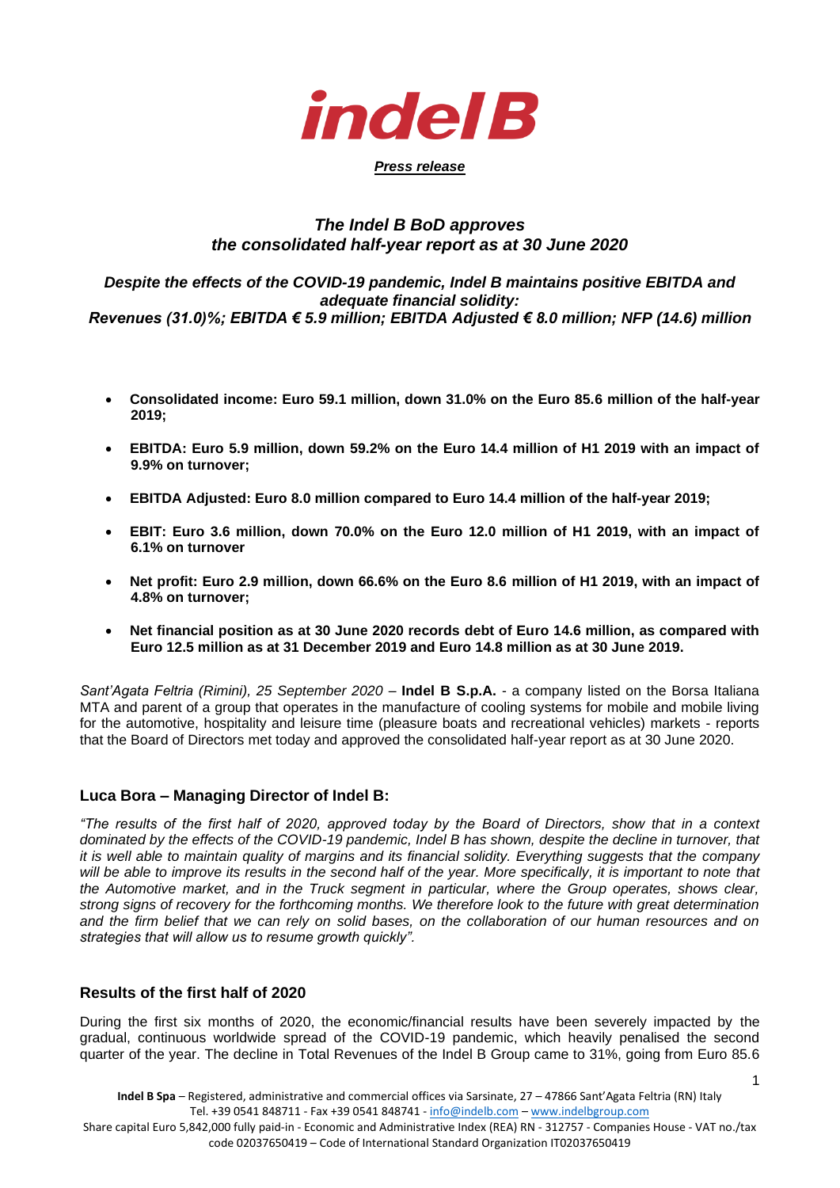**indel B**

***Press release***

## *The Indel B BoD approves the consolidated half-year report as at 30 June 2020*

***Despite the effects of the COVID-19 pandemic, Indel B maintains positive EBITDA and adequate financial solidity:***
***Revenues (31.0)%; EBITDA € 5.9 million; EBITDA Adjusted € 8.0 million; NFP (14.6) million***

- **Consolidated income: Euro 59.1 million, down 31.0% on the Euro 85.6 million of the half-year 2019;**
- **EBITDA: Euro 5.9 million, down 59.2% on the Euro 14.4 million of H1 2019 with an impact of 9.9% on turnover;**
- **EBITDA Adjusted: Euro 8.0 million compared to Euro 14.4 million of the half-year 2019;**
- **EBIT: Euro 3.6 million, down 70.0% on the Euro 12.0 million of H1 2019, with an impact of 6.1% on turnover**
- **Net profit: Euro 2.9 million, down 66.6% on the Euro 8.6 million of H1 2019, with an impact of 4.8% on turnover;**
- **Net financial position as at 30 June 2020 records debt of Euro 14.6 million, as compared with Euro 12.5 million as at 31 December 2019 and Euro 14.8 million as at 30 June 2019.**

*Sant'Agata Feltria (Rimini), 25 September 2020* – **Indel B S.p.A.** - a company listed on the Borsa Italiana MTA and parent of a group that operates in the manufacture of cooling systems for mobile and mobile living for the automotive, hospitality and leisure time (pleasure boats and recreational vehicles) markets - reports that the Board of Directors met today and approved the consolidated half-year report as at 30 June 2020.

### Luca Bora – Managing Director of Indel B:

*"The results of the first half of 2020, approved today by the Board of Directors, show that in a context dominated by the effects of the COVID-19 pandemic, Indel B has shown, despite the decline in turnover, that it is well able to maintain quality of margins and its financial solidity. Everything suggests that the company will be able to improve its results in the second half of the year. More specifically, it is important to note that the Automotive market, and in the Truck segment in particular, where the Group operates, shows clear, strong signs of recovery for the forthcoming months. We therefore look to the future with great determination and the firm belief that we can rely on solid bases, on the collaboration of our human resources and on strategies that will allow us to resume growth quickly".*

### Results of the first half of 2020

During the first six months of 2020, the economic/financial results have been severely impacted by the gradual, continuous worldwide spread of the COVID-19 pandemic, which heavily penalised the second quarter of the year. The decline in Total Revenues of the Indel B Group came to 31%, going from Euro 85.6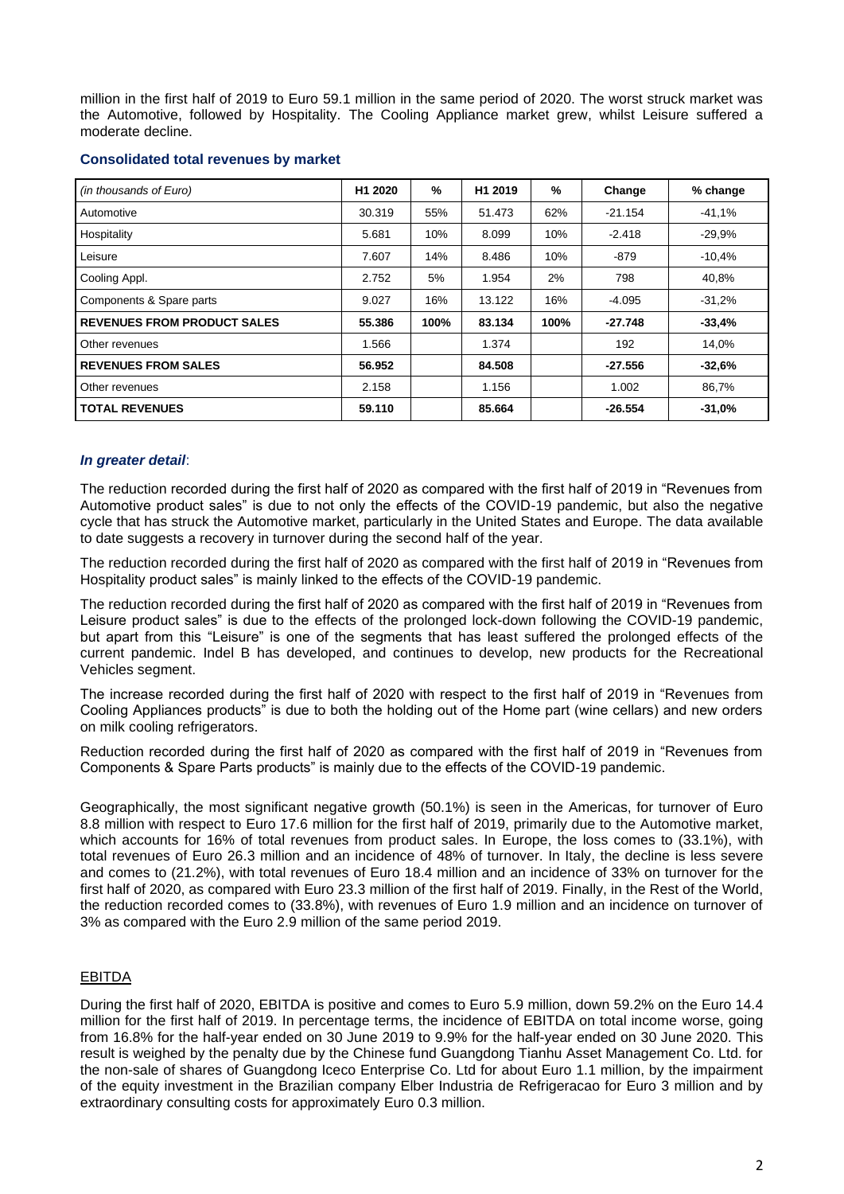million in the first half of 2019 to Euro 59.1 million in the same period of 2020. The worst struck market was the Automotive, followed by Hospitality. The Cooling Appliance market grew, whilst Leisure suffered a moderate decline.

### Consolidated total revenues by market

| *(in thousands of Euro)* | H1 2020 | % | H1 2019 | % | Change | % change |
|---|---|---|---|---|---|---|
| Automotive | 30.319 | 55% | 51.473 | 62% | -21.154 | -41,1% |
| Hospitality | 5.681 | 10% | 8.099 | 10% | -2.418 | -29,9% |
| Leisure | 7.607 | 14% | 8.486 | 10% | -879 | -10,4% |
| Cooling Appl. | 2.752 | 5% | 1.954 | 2% | 798 | 40,8% |
| Components & Spare parts | 9.027 | 16% | 13.122 | 16% | -4.095 | -31,2% |
| **REVENUES FROM PRODUCT SALES** | **55.386** | **100%** | **83.134** | **100%** | **-27.748** | **-33,4%** |
| Other revenues | 1.566 | | 1.374 | | 192 | 14,0% |
| **REVENUES FROM SALES** | **56.952** | | **84.508** | | **-27.556** | **-32,6%** |
| Other revenues | 2.158 | | 1.156 | | 1.002 | 86,7% |
| **TOTAL REVENUES** | **59.110** | | **85.664** | | **-26.554** | **-31,0%** |

***In greater detail***:

The reduction recorded during the first half of 2020 as compared with the first half of 2019 in "Revenues from Automotive product sales" is due to not only the effects of the COVID-19 pandemic, but also the negative cycle that has struck the Automotive market, particularly in the United States and Europe. The data available to date suggests a recovery in turnover during the second half of the year.

The reduction recorded during the first half of 2020 as compared with the first half of 2019 in "Revenues from Hospitality product sales" is mainly linked to the effects of the COVID-19 pandemic.

The reduction recorded during the first half of 2020 as compared with the first half of 2019 in "Revenues from Leisure product sales" is due to the effects of the prolonged lock-down following the COVID-19 pandemic, but apart from this "Leisure" is one of the segments that has least suffered the prolonged effects of the current pandemic. Indel B has developed, and continues to develop, new products for the Recreational Vehicles segment.

The increase recorded during the first half of 2020 with respect to the first half of 2019 in "Revenues from Cooling Appliances products" is due to both the holding out of the Home part (wine cellars) and new orders on milk cooling refrigerators.

Reduction recorded during the first half of 2020 as compared with the first half of 2019 in "Revenues from Components & Spare Parts products" is mainly due to the effects of the COVID-19 pandemic.

Geographically, the most significant negative growth (50.1%) is seen in the Americas, for turnover of Euro 8.8 million with respect to Euro 17.6 million for the first half of 2019, primarily due to the Automotive market, which accounts for 16% of total revenues from product sales. In Europe, the loss comes to (33.1%), with total revenues of Euro 26.3 million and an incidence of 48% of turnover. In Italy, the decline is less severe and comes to (21.2%), with total revenues of Euro 18.4 million and an incidence of 33% on turnover for the first half of 2020, as compared with Euro 23.3 million of the first half of 2019. Finally, in the Rest of the World, the reduction recorded comes to (33.8%), with revenues of Euro 1.9 million and an incidence on turnover of 3% as compared with the Euro 2.9 million of the same period 2019.

## EBITDA

During the first half of 2020, EBITDA is positive and comes to Euro 5.9 million, down 59.2% on the Euro 14.4 million for the first half of 2019. In percentage terms, the incidence of EBITDA on total income worse, going from 16.8% for the half-year ended on 30 June 2019 to 9.9% for the half-year ended on 30 June 2020. This result is weighed by the penalty due by the Chinese fund Guangdong Tianhu Asset Management Co. Ltd. for the non-sale of shares of Guangdong Iceco Enterprise Co. Ltd for about Euro 1.1 million, by the impairment of the equity investment in the Brazilian company Elber Industria de Refrigeracao for Euro 3 million and by extraordinary consulting costs for approximately Euro 0.3 million.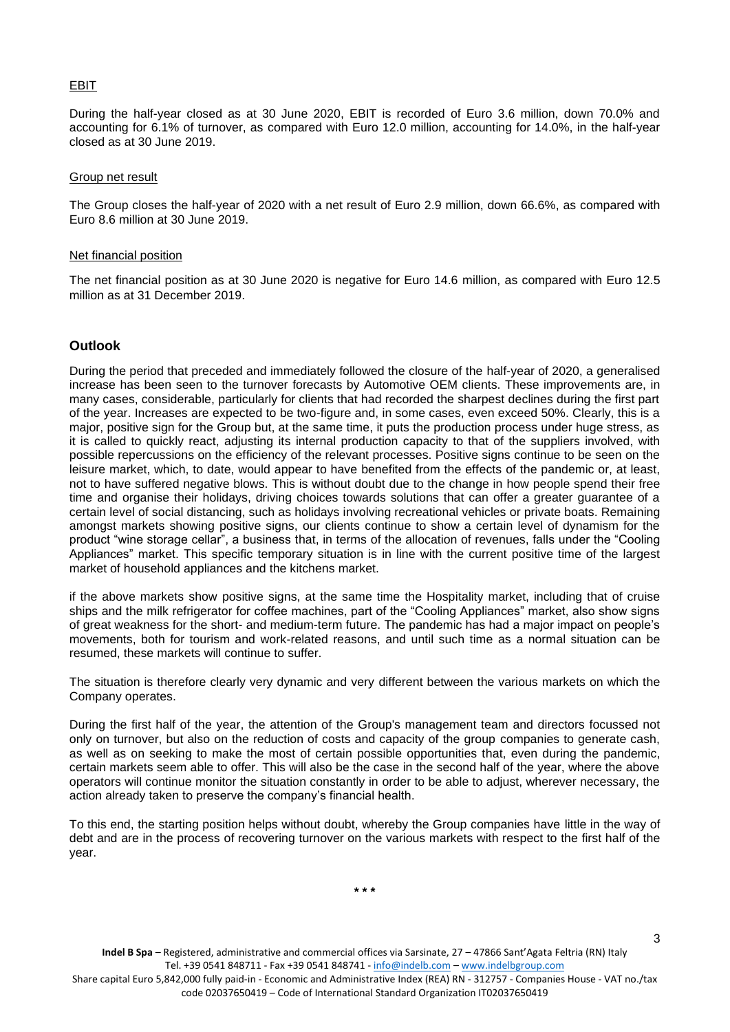EBIT

During the half-year closed as at 30 June 2020, EBIT is recorded of Euro 3.6 million, down 70.0% and accounting for 6.1% of turnover, as compared with Euro 12.0 million, accounting for 14.0%, in the half-year closed as at 30 June 2019.

Group net result

The Group closes the half-year of 2020 with a net result of Euro 2.9 million, down 66.6%, as compared with Euro 8.6 million at 30 June 2019.

Net financial position

The net financial position as at 30 June 2020 is negative for Euro 14.6 million, as compared with Euro 12.5 million as at 31 December 2019.

## Outlook

During the period that preceded and immediately followed the closure of the half-year of 2020, a generalised increase has been seen to the turnover forecasts by Automotive OEM clients. These improvements are, in many cases, considerable, particularly for clients that had recorded the sharpest declines during the first part of the year. Increases are expected to be two-figure and, in some cases, even exceed 50%. Clearly, this is a major, positive sign for the Group but, at the same time, it puts the production process under huge stress, as it is called to quickly react, adjusting its internal production capacity to that of the suppliers involved, with possible repercussions on the efficiency of the relevant processes. Positive signs continue to be seen on the leisure market, which, to date, would appear to have benefited from the effects of the pandemic or, at least, not to have suffered negative blows. This is without doubt due to the change in how people spend their free time and organise their holidays, driving choices towards solutions that can offer a greater guarantee of a certain level of social distancing, such as holidays involving recreational vehicles or private boats. Remaining amongst markets showing positive signs, our clients continue to show a certain level of dynamism for the product "wine storage cellar", a business that, in terms of the allocation of revenues, falls under the "Cooling Appliances" market. This specific temporary situation is in line with the current positive time of the largest market of household appliances and the kitchens market.

if the above markets show positive signs, at the same time the Hospitality market, including that of cruise ships and the milk refrigerator for coffee machines, part of the "Cooling Appliances" market, also show signs of great weakness for the short- and medium-term future. The pandemic has had a major impact on people's movements, both for tourism and work-related reasons, and until such time as a normal situation can be resumed, these markets will continue to suffer.

The situation is therefore clearly very dynamic and very different between the various markets on which the Company operates.

During the first half of the year, the attention of the Group's management team and directors focussed not only on turnover, but also on the reduction of costs and capacity of the group companies to generate cash, as well as on seeking to make the most of certain possible opportunities that, even during the pandemic, certain markets seem able to offer. This will also be the case in the second half of the year, where the above operators will continue monitor the situation constantly in order to be able to adjust, wherever necessary, the action already taken to preserve the company's financial health.

To this end, the starting position helps without doubt, whereby the Group companies have little in the way of debt and are in the process of recovering turnover on the various markets with respect to the first half of the year.

\* \* \*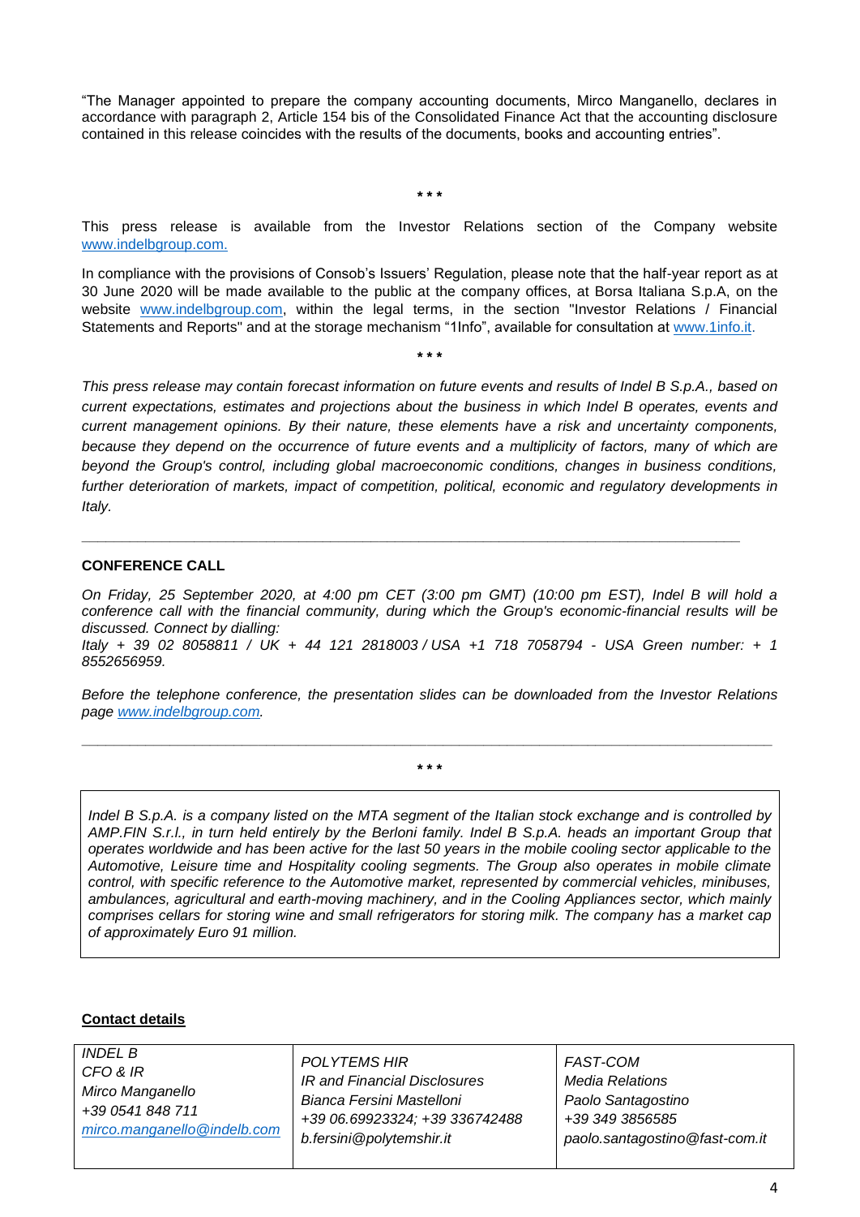"The Manager appointed to prepare the company accounting documents, Mirco Manganello, declares in accordance with paragraph 2, Article 154 bis of the Consolidated Finance Act that the accounting disclosure contained in this release coincides with the results of the documents, books and accounting entries".

\* \* \*

This press release is available from the Investor Relations section of the Company website www.indelbgroup.com.

In compliance with the provisions of Consob's Issuers' Regulation, please note that the half-year report as at 30 June 2020 will be made available to the public at the company offices, at Borsa Italiana S.p.A, on the website www.indelbgroup.com, within the legal terms, in the section "Investor Relations / Financial Statements and Reports" and at the storage mechanism "1Info", available for consultation at www.1info.it.

\* \* \*

*This press release may contain forecast information on future events and results of Indel B S.p.A., based on current expectations, estimates and projections about the business in which Indel B operates, events and current management opinions. By their nature, these elements have a risk and uncertainty components, because they depend on the occurrence of future events and a multiplicity of factors, many of which are beyond the Group's control, including global macroeconomic conditions, changes in business conditions, further deterioration of markets, impact of competition, political, economic and regulatory developments in Italy.*

---

**CONFERENCE CALL**

*On Friday, 25 September 2020, at 4:00 pm CET (3:00 pm GMT) (10:00 pm EST), Indel B will hold a conference call with the financial community, during which the Group's economic-financial results will be discussed. Connect by dialling:*
*Italy + 39 02 8058811 / UK + 44 121 2818003 / USA +1 718 7058794 - USA Green number: + 1 8552656959.*

*Before the telephone conference, the presentation slides can be downloaded from the Investor Relations page www.indelbgroup.com.*

---

\* \* \*

*Indel B S.p.A. is a company listed on the MTA segment of the Italian stock exchange and is controlled by AMP.FIN S.r.l., in turn held entirely by the Berloni family. Indel B S.p.A. heads an important Group that operates worldwide and has been active for the last 50 years in the mobile cooling sector applicable to the Automotive, Leisure time and Hospitality cooling segments. The Group also operates in mobile climate control, with specific reference to the Automotive market, represented by commercial vehicles, minibuses, ambulances, agricultural and earth-moving machinery, and in the Cooling Appliances sector, which mainly comprises cellars for storing wine and small refrigerators for storing milk. The company has a market cap of approximately Euro 91 million.*

**Contact details**

| *INDEL B*<br>*CFO & IR*<br>*Mirco Manganello*<br>*+39 0541 848 711*<br>*mirco.manganello@indelb.com* | *POLYTEMS HIR*<br>*IR and Financial Disclosures*<br>*Bianca Fersini Mastelloni*<br>*+39 06.69923324; +39 336742488*<br>*b.fersini@polytemshir.it* | *FAST-COM*<br>*Media Relations*<br>*Paolo Santagostino*<br>*+39 349 3856585*<br>*paolo.santagostino@fast-com.it* |
|---|---|---|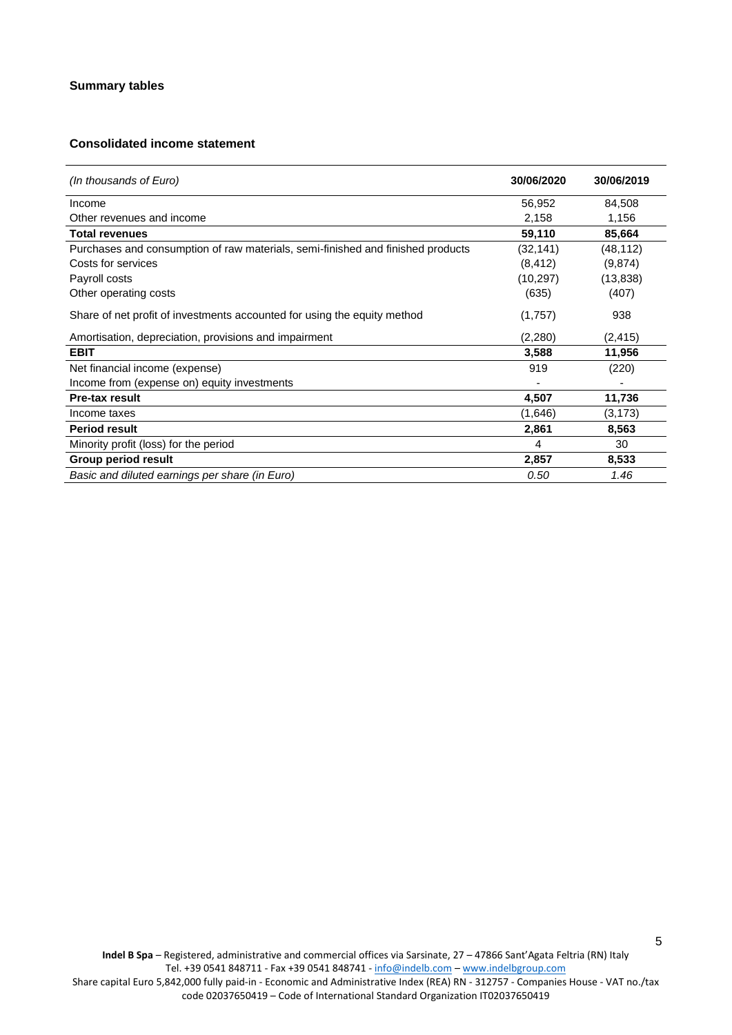## Summary tables

### Consolidated income statement

| *(In thousands of Euro)* | 30/06/2020 | 30/06/2019 |
|---|---|---|
| Income | 56,952 | 84,508 |
| Other revenues and income | 2,158 | 1,156 |
| **Total revenues** | **59,110** | **85,664** |
| Purchases and consumption of raw materials, semi-finished and finished products | (32,141) | (48,112) |
| Costs for services | (8,412) | (9,874) |
| Payroll costs | (10,297) | (13,838) |
| Other operating costs | (635) | (407) |
| Share of net profit of investments accounted for using the equity method | (1,757) | 938 |
| Amortisation, depreciation, provisions and impairment | (2,280) | (2,415) |
| **EBIT** | **3,588** | **11,956** |
| Net financial income (expense) | 919 | (220) |
| Income from (expense on) equity investments | - | - |
| **Pre-tax result** | **4,507** | **11,736** |
| Income taxes | (1,646) | (3,173) |
| **Period result** | **2,861** | **8,563** |
| Minority profit (loss) for the period | 4 | 30 |
| **Group period result** | **2,857** | **8,533** |
| *Basic and diluted earnings per share (in Euro)* | *0.50* | *1.46* |

**Indel B Spa** – Registered, administrative and commercial offices via Sarsinate, 27 – 47866 Sant'Agata Feltria (RN) Italy
Tel. +39 0541 848711 - Fax +39 0541 848741 - info@indelb.com – www.indelbgroup.com
Share capital Euro 5,842,000 fully paid-in - Economic and Administrative Index (REA) RN - 312757 - Companies House - VAT no./tax code 02037650419 – Code of International Standard Organization IT02037650419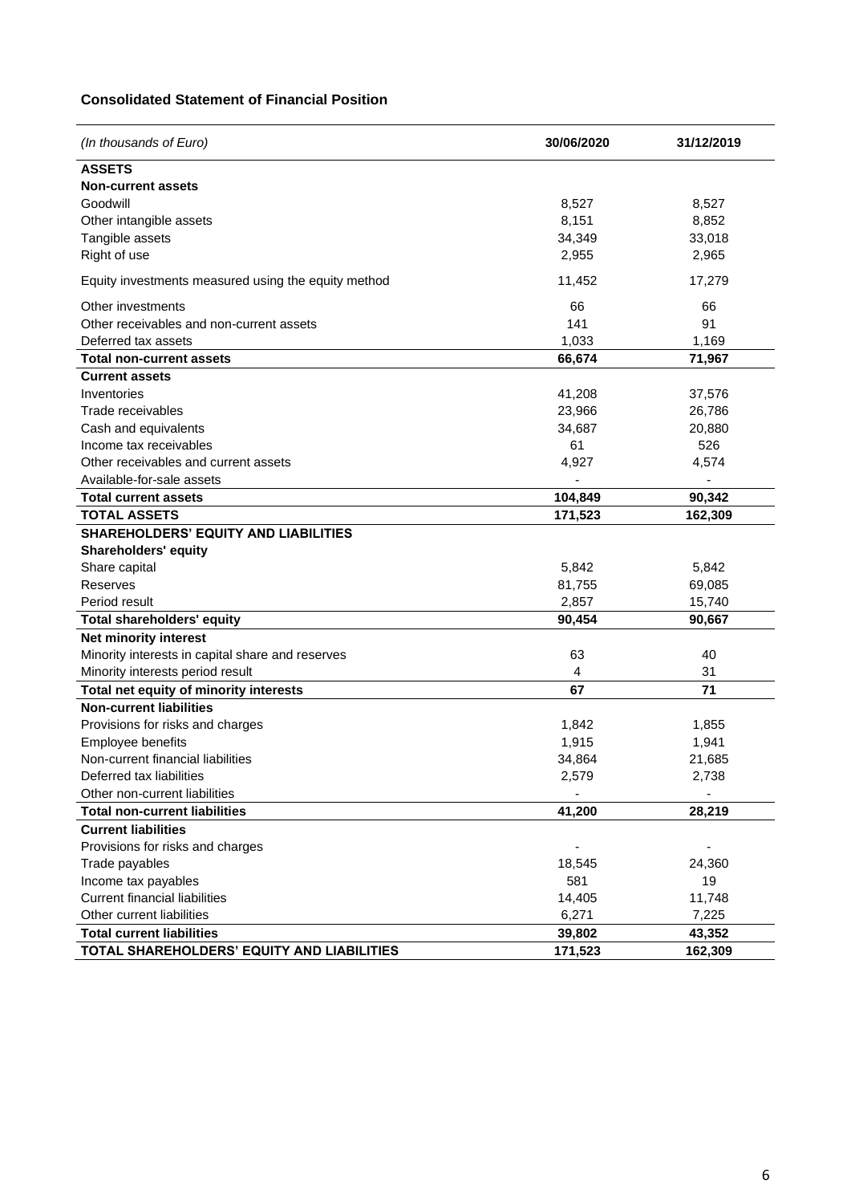## Consolidated Statement of Financial Position

| *(In thousands of Euro)* | **30/06/2020** | **31/12/2019** |
|---|---|---|
| **ASSETS** | | |
| **Non-current assets** | | |
| Goodwill | 8,527 | 8,527 |
| Other intangible assets | 8,151 | 8,852 |
| Tangible assets | 34,349 | 33,018 |
| Right of use | 2,955 | 2,965 |
| Equity investments measured using the equity method | 11,452 | 17,279 |
| Other investments | 66 | 66 |
| Other receivables and non-current assets | 141 | 91 |
| Deferred tax assets | 1,033 | 1,169 |
| **Total non-current assets** | **66,674** | **71,967** |
| **Current assets** | | |
| Inventories | 41,208 | 37,576 |
| Trade receivables | 23,966 | 26,786 |
| Cash and equivalents | 34,687 | 20,880 |
| Income tax receivables | 61 | 526 |
| Other receivables and current assets | 4,927 | 4,574 |
| Available-for-sale assets | - | - |
| **Total current assets** | **104,849** | **90,342** |
| **TOTAL ASSETS** | **171,523** | **162,309** |
| **SHAREHOLDERS' EQUITY AND LIABILITIES** | | |
| **Shareholders' equity** | | |
| Share capital | 5,842 | 5,842 |
| Reserves | 81,755 | 69,085 |
| Period result | 2,857 | 15,740 |
| **Total shareholders' equity** | **90,454** | **90,667** |
| **Net minority interest** | | |
| Minority interests in capital share and reserves | 63 | 40 |
| Minority interests period result | 4 | 31 |
| **Total net equity of minority interests** | **67** | **71** |
| **Non-current liabilities** | | |
| Provisions for risks and charges | 1,842 | 1,855 |
| Employee benefits | 1,915 | 1,941 |
| Non-current financial liabilities | 34,864 | 21,685 |
| Deferred tax liabilities | 2,579 | 2,738 |
| Other non-current liabilities | - | - |
| **Total non-current liabilities** | **41,200** | **28,219** |
| **Current liabilities** | | |
| Provisions for risks and charges | - | - |
| Trade payables | 18,545 | 24,360 |
| Income tax payables | 581 | 19 |
| Current financial liabilities | 14,405 | 11,748 |
| Other current liabilities | 6,271 | 7,225 |
| **Total current liabilities** | **39,802** | **43,352** |
| **TOTAL SHAREHOLDERS' EQUITY AND LIABILITIES** | **171,523** | **162,309** |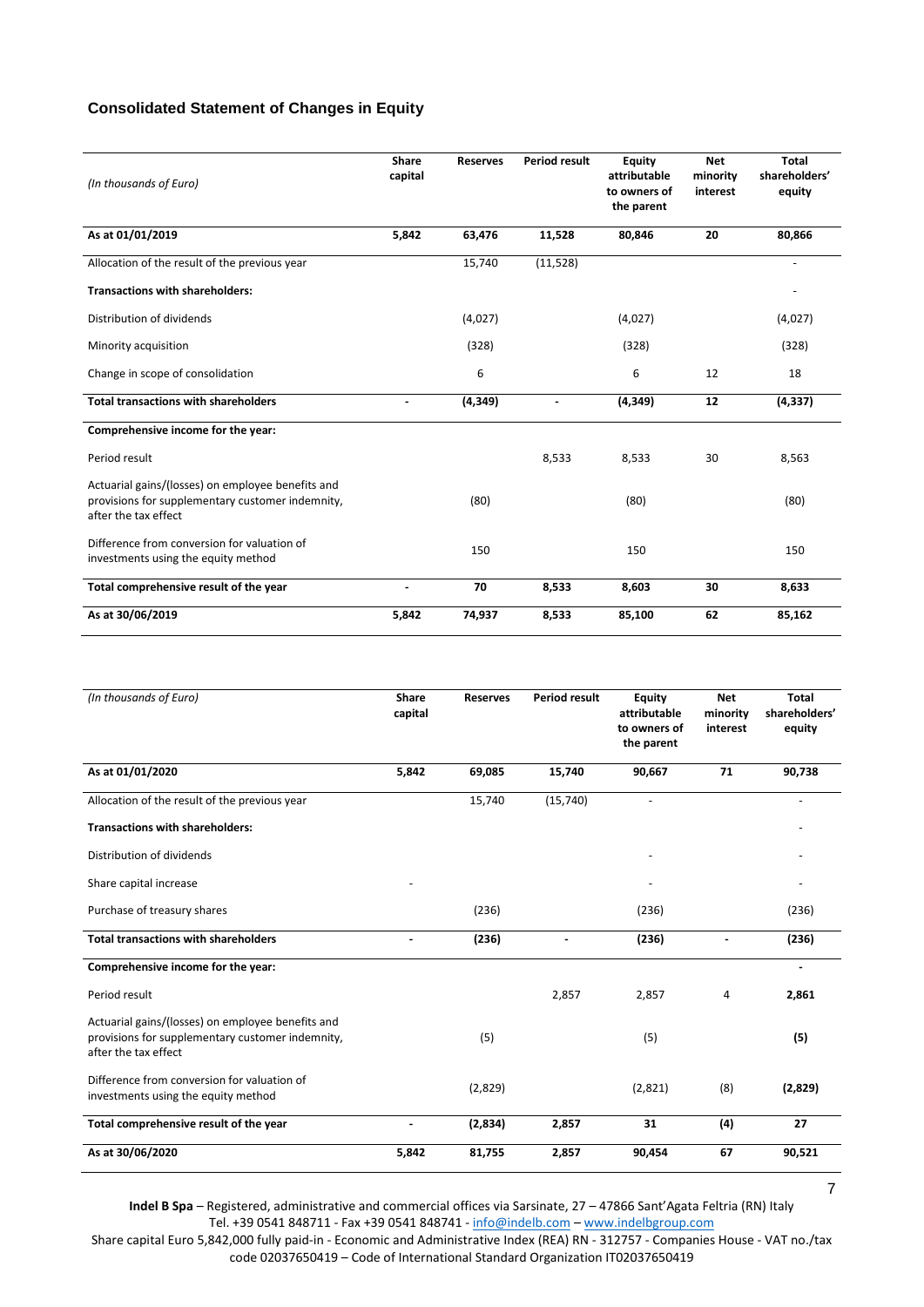## Consolidated Statement of Changes in Equity

| *(In thousands of Euro)* | Share capital | Reserves | Period result | Equity attributable to owners of the parent | Net minority interest | Total shareholders' equity |
|---|---|---|---|---|---|---|
| **As at 01/01/2019** | **5,842** | **63,476** | **11,528** | **80,846** | **20** | **80,866** |
| Allocation of the result of the previous year | | 15,740 | (11,528) | | | - |
| **Transactions with shareholders:** | | | | | | - |
| Distribution of dividends | | (4,027) | | (4,027) | | (4,027) |
| Minority acquisition | | (328) | | (328) | | (328) |
| Change in scope of consolidation | | 6 | | 6 | 12 | 18 |
| **Total transactions with shareholders** | **-** | **(4,349)** | **-** | **(4,349)** | **12** | **(4,337)** |
| **Comprehensive income for the year:** | | | | | | |
| Period result | | | 8,533 | 8,533 | 30 | 8,563 |
| Actuarial gains/(losses) on employee benefits and provisions for supplementary customer indemnity, after the tax effect | | (80) | | (80) | | (80) |
| Difference from conversion for valuation of investments using the equity method | | 150 | | 150 | | 150 |
| **Total comprehensive result of the year** | **-** | **70** | **8,533** | **8,603** | **30** | **8,633** |
| **As at 30/06/2019** | **5,842** | **74,937** | **8,533** | **85,100** | **62** | **85,162** |

| *(In thousands of Euro)* | Share capital | Reserves | Period result | Equity attributable to owners of the parent | Net minority interest | Total shareholders' equity |
|---|---|---|---|---|---|---|
| **As at 01/01/2020** | **5,842** | **69,085** | **15,740** | **90,667** | **71** | **90,738** |
| Allocation of the result of the previous year | | 15,740 | (15,740) | - | | - |
| **Transactions with shareholders:** | | | | | | - |
| Distribution of dividends | | | | - | | - |
| Share capital increase | - | | | - | | - |
| Purchase of treasury shares | | (236) | | (236) | | (236) |
| **Total transactions with shareholders** | **-** | **(236)** | **-** | **(236)** | **-** | **(236)** |
| **Comprehensive income for the year:** | | | | | | **-** |
| Period result | | | 2,857 | 2,857 | 4 | **2,861** |
| Actuarial gains/(losses) on employee benefits and provisions for supplementary customer indemnity, after the tax effect | | (5) | | (5) | | **(5)** |
| Difference from conversion for valuation of investments using the equity method | | (2,829) | | (2,821) | (8) | **(2,829)** |
| **Total comprehensive result of the year** | **-** | **(2,834)** | **2,857** | **31** | **(4)** | **27** |
| **As at 30/06/2020** | **5,842** | **81,755** | **2,857** | **90,454** | **67** | **90,521** |

**Indel B Spa** – Registered, administrative and commercial offices via Sarsinate, 27 – 47866 Sant'Agata Feltria (RN) Italy
Tel. +39 0541 848711 - Fax +39 0541 848741 - info@indelb.com – www.indelbgroup.com
Share capital Euro 5,842,000 fully paid-in - Economic and Administrative Index (REA) RN - 312757 - Companies House - VAT no./tax code 02037650419 – Code of International Standard Organization IT02037650419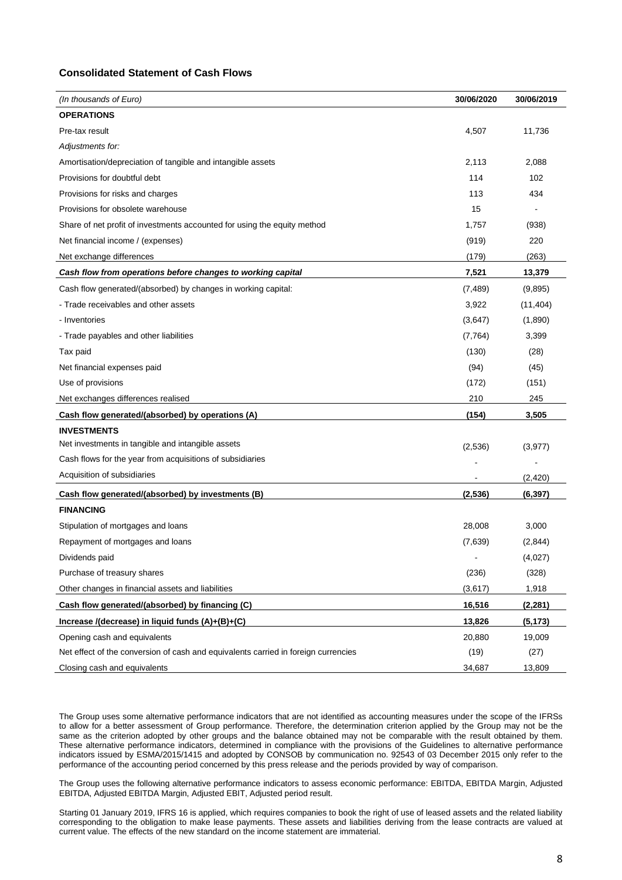### Consolidated Statement of Cash Flows

| *(In thousands of Euro)* | **30/06/2020** | **30/06/2019** |
|---|---|---|
| **OPERATIONS** | | |
| Pre-tax result | 4,507 | 11,736 |
| *Adjustments for:* | | |
| Amortisation/depreciation of tangible and intangible assets | 2,113 | 2,088 |
| Provisions for doubtful debt | 114 | 102 |
| Provisions for risks and charges | 113 | 434 |
| Provisions for obsolete warehouse | 15 | - |
| Share of net profit of investments accounted for using the equity method | 1,757 | (938) |
| Net financial income / (expenses) | (919) | 220 |
| Net exchange differences | (179) | (263) |
| ***Cash flow from operations before changes to working capital*** | **7,521** | **13,379** |
| Cash flow generated/(absorbed) by changes in working capital: | (7,489) | (9,895) |
| - Trade receivables and other assets | 3,922 | (11,404) |
| - Inventories | (3,647) | (1,890) |
| - Trade payables and other liabilities | (7,764) | 3,399 |
| Tax paid | (130) | (28) |
| Net financial expenses paid | (94) | (45) |
| Use of provisions | (172) | (151) |
| Net exchanges differences realised | 210 | 245 |
| **Cash flow generated/(absorbed) by operations (A)** | **(154)** | **3,505** |
| **INVESTMENTS** | | |
| Net investments in tangible and intangible assets | (2,536) | (3,977) |
| Cash flows for the year from acquisitions of subsidiaries | - | - |
| Acquisition of subsidiaries | - | (2,420) |
| **Cash flow generated/(absorbed) by investments (B)** | **(2,536)** | **(6,397)** |
| **FINANCING** | | |
| Stipulation of mortgages and loans | 28,008 | 3,000 |
| Repayment of mortgages and loans | (7,639) | (2,844) |
| Dividends paid | - | (4,027) |
| Purchase of treasury shares | (236) | (328) |
| Other changes in financial assets and liabilities | (3,617) | 1,918 |
| **Cash flow generated/(absorbed) by financing (C)** | **16,516** | **(2,281)** |
| **Increase /(decrease) in liquid funds (A)+(B)+(C)** | **13,826** | **(5,173)** |
| Opening cash and equivalents | 20,880 | 19,009 |
| Net effect of the conversion of cash and equivalents carried in foreign currencies | (19) | (27) |
| Closing cash and equivalents | 34,687 | 13,809 |

The Group uses some alternative performance indicators that are not identified as accounting measures under the scope of the IFRSs to allow for a better assessment of Group performance. Therefore, the determination criterion applied by the Group may not be the same as the criterion adopted by other groups and the balance obtained may not be comparable with the result obtained by them. These alternative performance indicators, determined in compliance with the provisions of the Guidelines to alternative performance indicators issued by ESMA/2015/1415 and adopted by CONSOB by communication no. 92543 of 03 December 2015 only refer to the performance of the accounting period concerned by this press release and the periods provided by way of comparison.

The Group uses the following alternative performance indicators to assess economic performance: EBITDA, EBITDA Margin, Adjusted EBITDA, Adjusted EBITDA Margin, Adjusted EBIT, Adjusted period result.

Starting 01 January 2019, IFRS 16 is applied, which requires companies to book the right of use of leased assets and the related liability corresponding to the obligation to make lease payments. These assets and liabilities deriving from the lease contracts are valued at current value. The effects of the new standard on the income statement are immaterial.